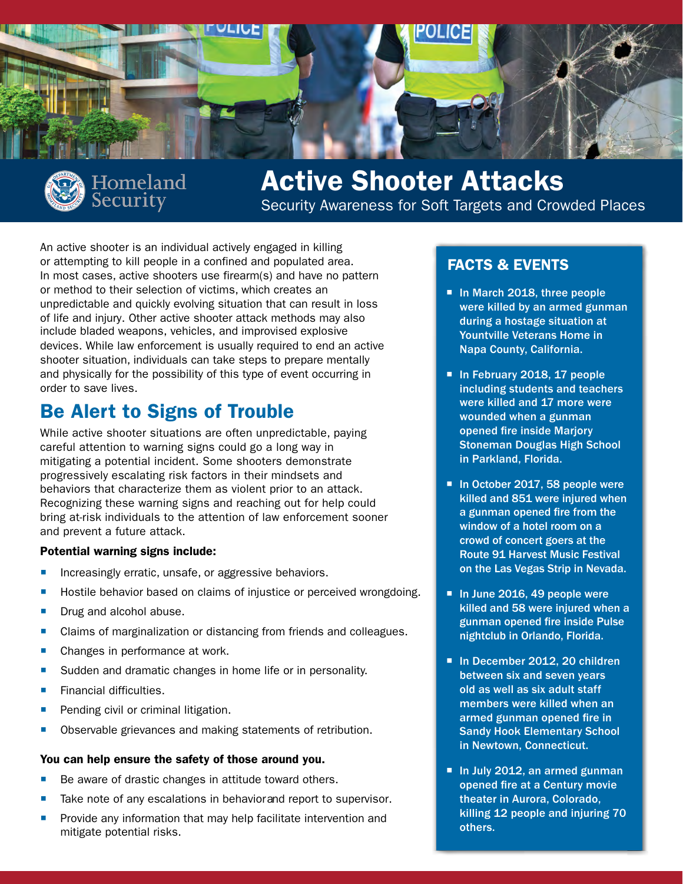Homeland Security

# Active Shooter Attacks

Security Awareness for Soft Targets and Crowded Places

An active shooter is an individual actively engaged in killing or attempting to kill people in a confined and populated area. In most cases, active shooters use firearm(s) and have no pattern or method to their selection of victims, which creates an unpredictable and quickly evolving situation that can result in loss of life and injury. Other active shooter attack methods may also include bladed weapons, vehicles, and improvised explosive devices. While law enforcement is usually required to end an active shooter situation, individuals can take steps to prepare mentally and physically for the possibility of this type of event occurring in order to save lives.

## Be Alert to Signs of Trouble

While active shooter situations are often unpredictable, paying careful attention to warning signs could go a long way in mitigating a potential incident. Some shooters demonstrate progressively escalating risk factors in their mindsets and behaviors that characterize them as violent prior to an attack. Recognizing these warning signs and reaching out for help could bring at-risk individuals to the attention of law enforcement sooner and prevent a future attack.

**Potential warning signs include:**

- Increasingly erratic, unsafe, or aggressive behaviors.
- Hostile behavior based on claims of injustice or perceived wrongdoing.
- Drug and alcohol abuse.
- Claims of marginalization or distancing from friends and colleagues.
- Changes in performance at work.
- Sudden and dramatic changes in home life or in personality.
- Financial difficulties.
- Pending civil or criminal litigation.
- Observable grievances and making statements of retribution.

**You can help ensure the safety of those around you.**

- Be aware of drastic changes in attitude toward others.
- Take note of any escalations in behaviorand report to supervisor.
- Provide any information that may help facilitate intervention and mitigate potential risks.

## FACTS & EVENTS

- In March 2018, three people were killed by an armed gunman during a hostage situation at Yountville Veterans Home in Napa County, California.
- In February 2018, 17 people including students and teachers were killed and 17 more were wounded when a gunman opened fire inside Marjory Stoneman Douglas High School in Parkland, Florida.
- In October 2017, 58 people were killed and 851 were injured when a gunman opened fire from the window of a hotel room on a crowd of concert goers at the Route 91 Harvest Music Festival on the Las Vegas Strip in Nevada.
- In June 2016, 49 people were killed and 58 were injured when a gunman opened fire inside Pulse nightclub in Orlando, Florida.
- In December 2012, 20 children between six and seven years old as well as six adult staff members were killed when an armed gunman opened fire in Sandy Hook Elementary School in Newtown, Connecticut.
- In July 2012, an armed gunman opened fire at a Century movie theater in Aurora, Colorado, killing 12 people and injuring 70 others.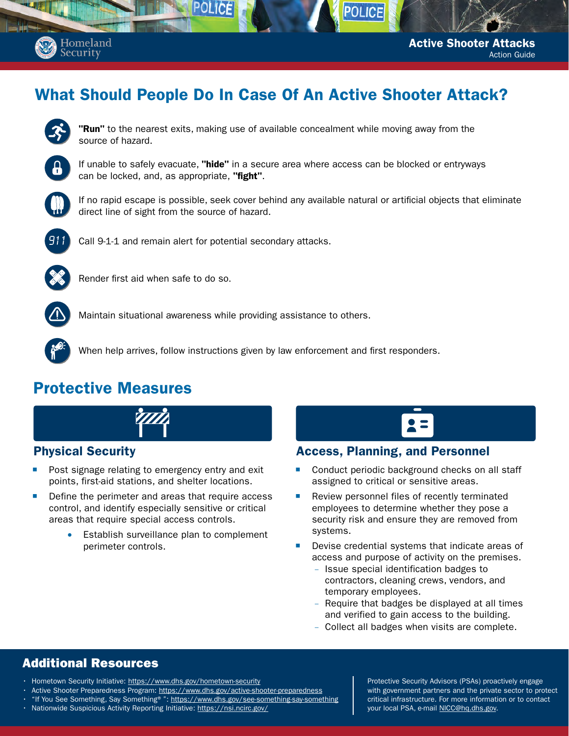## What Should People Do In Case Of An Active Shooter Attack?

- **"Run"** to the nearest exits, making use of available concealment while moving away from the source of hazard.
- If unable to safely evacuate, **"hide"** in a secure area where access can be blocked or entryways can be locked, and, as appropriate, **"fight"**.
- If no rapid escape is possible, seek cover behind any available natural or artificial objects that eliminate direct line of sight from the source of hazard.
- Call 9-1-1 and remain alert for potential secondary attacks.
- Render first aid when safe to do so.
- Maintain situational awareness while providing assistance to others.
- When help arrives, follow instructions given by law enforcement and first responders.

## Protective Measures

### Physical Security

- Post signage relating to emergency entry and exit points, first-aid stations, and shelter locations.
- Define the perimeter and areas that require access control, and identify especially sensitive or critical areas that require special access controls.
    - Establish surveillance plan to complement perimeter controls.

### Access, Planning, and Personnel

- Conduct periodic background checks on all staff assigned to critical or sensitive areas.
- Review personnel files of recently terminated employees to determine whether they pose a security risk and ensure they are removed from systems.
- Devise credential systems that indicate areas of access and purpose of activity on the premises.
    - Issue special identification badges to contractors, cleaning crews, vendors, and temporary employees.
    - Require that badges be displayed at all times and verified to gain access to the building.
    - Collect all badges when visits are complete.

## Additional Resources

- Hometown Security Initiative: https://www.dhs.gov/hometown-security
- Active Shooter Preparedness Program: https://www.dhs.gov/active-shooter-preparedness
- "If You See Something, Say Something®": https://www.dhs.gov/see-something-say-something
- Nationwide Suspicious Activity Reporting Initiative: https://nsi.ncirc.gov/

Protective Security Advisors (PSAs) proactively engage with government partners and the private sector to protect critical infrastructure. For more information or to contact your local PSA, e-mail NICC@hq.dhs.gov.